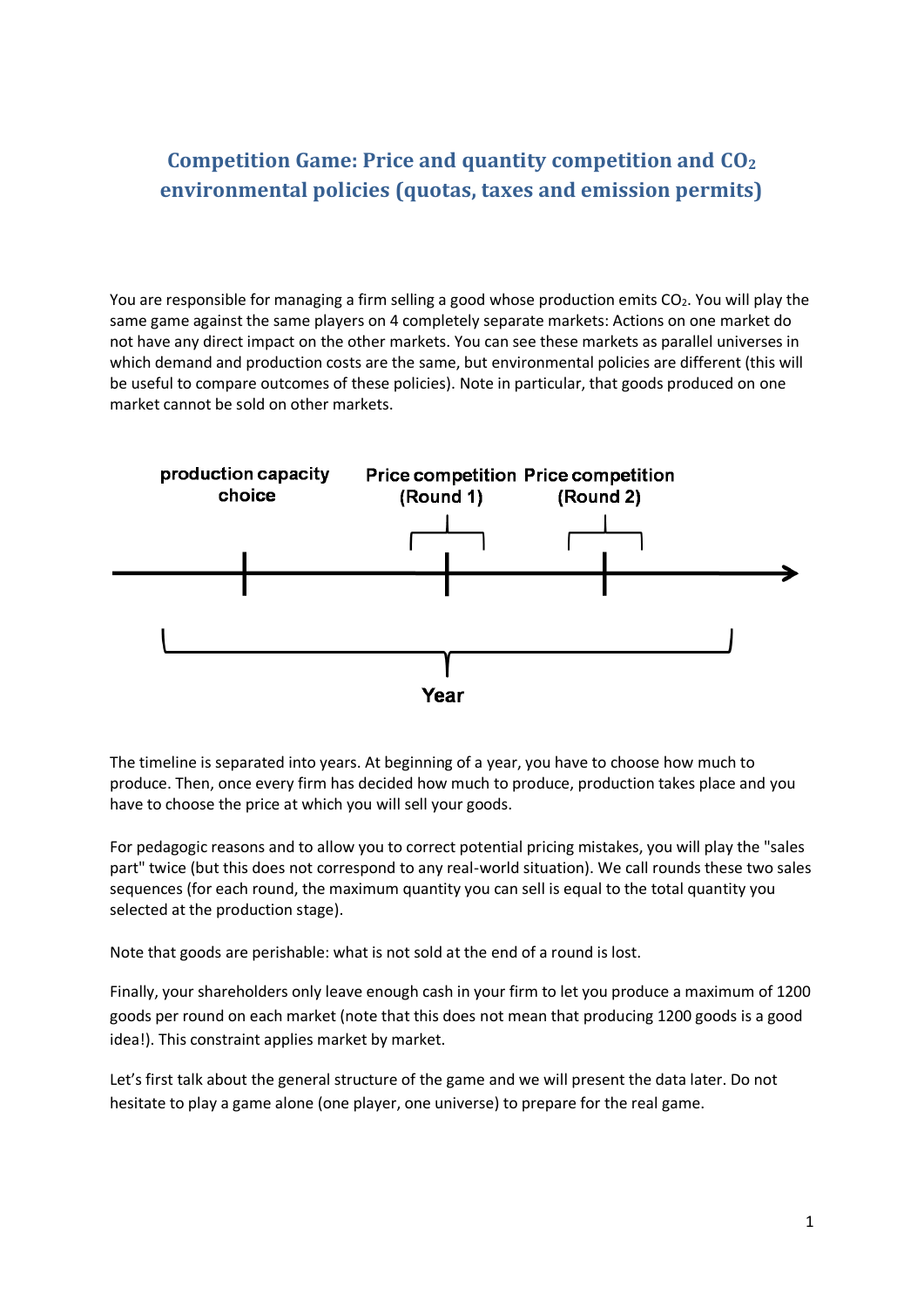# Competition Game: Price and quantity competition and $CO_2$ environmental policies (quotas, taxes and emission permits)

You are responsible for managing a firm selling a good whose production emits $CO_2$. You will play the same game against the same players on 4 completely separate markets: Actions on one market do not have any direct impact on the other markets. You can see these markets as parallel universes in which demand and production costs are the same, but environmental policies are different (this will be useful to compare outcomes of these policies). Note in particular, that goods produced on one market cannot be sold on other markets.

production capacity choice — Price competition (Round 1) — Price competition (Round 2)

Year

The timeline is separated into years. At beginning of a year, you have to choose how much to produce. Then, once every firm has decided how much to produce, production takes place and you have to choose the price at which you will sell your goods.

For pedagogic reasons and to allow you to correct potential pricing mistakes, you will play the "sales part" twice (but this does not correspond to any real-world situation). We call rounds these two sales sequences (for each round, the maximum quantity you can sell is equal to the total quantity you selected at the production stage).

Note that goods are perishable: what is not sold at the end of a round is lost.

Finally, your shareholders only leave enough cash in your firm to let you produce a maximum of 1200 goods per round on each market (note that this does not mean that producing 1200 goods is a good idea!). This constraint applies market by market.

Let's first talk about the general structure of the game and we will present the data later. Do not hesitate to play a game alone (one player, one universe) to prepare for the real game.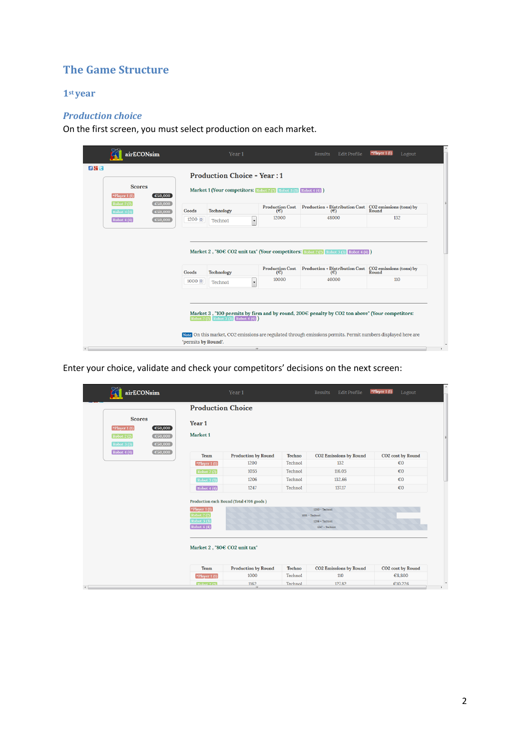# The Game Structure

## 1st year

### *Production choice*

On the first screen, you must select production on each market.

Enter your choice, validate and check your competitors' decisions on the next screen: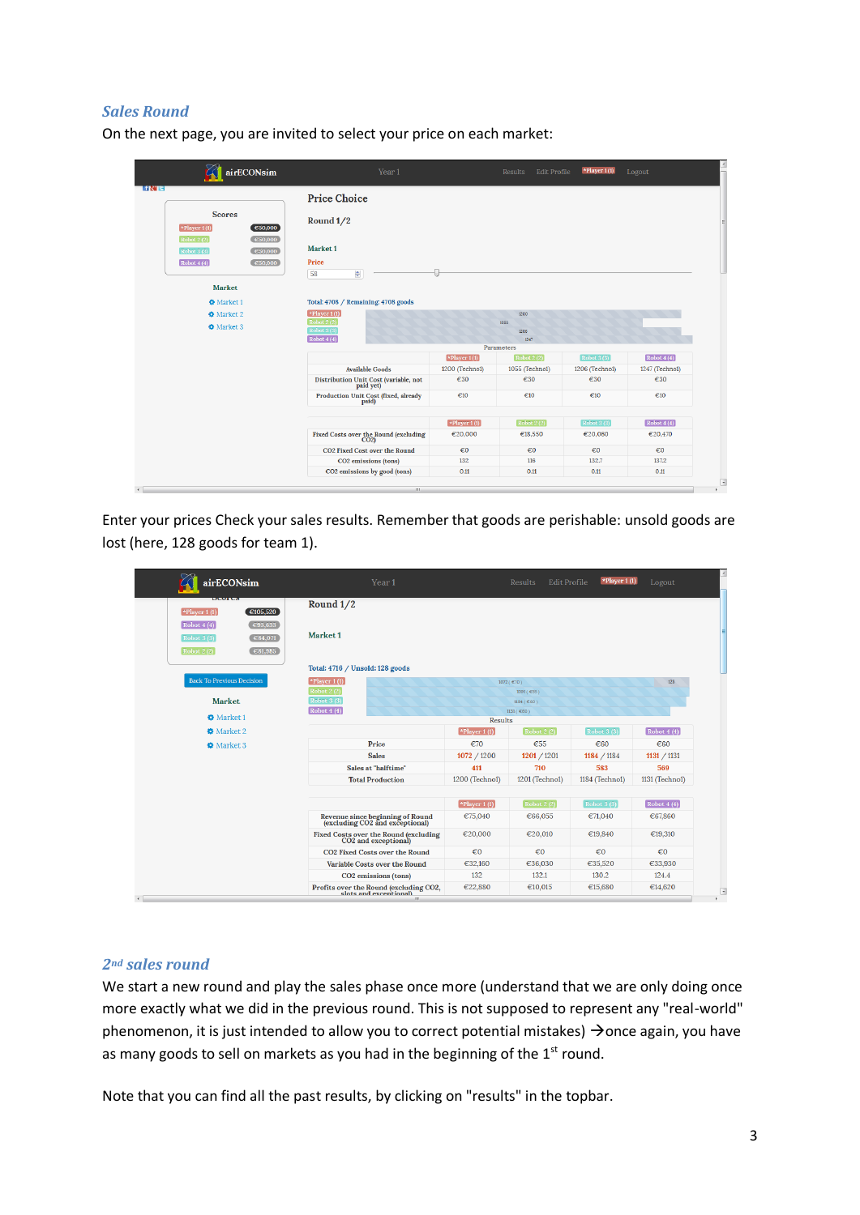## *Sales Round*

On the next page, you are invited to select your price on each market:

| | \*Player 1 (I) | Robot 2 (2) | Robot 3 (3) | Robot 4 (4) |
|---|---|---|---|---|
| Available Goods | 1200 (Technol) | 1055 (Technol) | 1206 (Technol) | 1247 (Technol) |
| Distribution Unit Cost (variable, not paid yet) | €30 | €30 | €30 | €30 |
| Production Unit Cost (fixed, already paid) | €10 | €10 | €10 | €10 |

| | \*Player 1 (I) | Robot 2 (2) | Robot 3 (3) | Robot 4 (4) |
|---|---|---|---|---|
| Fixed Costs over the Round (excluding CO2) | €20,000 | €18,550 | €20,060 | €20,470 |
| CO2 Fixed Cost over the Round | €0 | €0 | €0 | €0 |
| CO2 emissions (tons) | 132 | 116 | 132.7 | 137.2 |
| CO2 emissions by good (tons) | 0.11 | 0.11 | 0.11 | 0.11 |

Enter your prices Check your sales results. Remember that goods are perishable: unsold goods are lost (here, 128 goods for team 1).

| | \*Player 1 (I) | Robot 2 (2) | Robot 3 (3) | Robot 4 (4) |
|---|---|---|---|---|
| Price | €70 | €55 | €60 | €60 |
| Sales | 1072 / 1200 | 1201 / 1201 | 1184 / 1184 | 1131 / 1131 |
| Sales at "halftime" | 411 | 710 | 583 | 569 |
| Total Production | 1200 (Technol) | 1201 (Technol) | 1184 (Technol) | 1131 (Technol) |

| | \*Player 1 (I) | Robot 2 (2) | Robot 3 (3) | Robot 4 (4) |
|---|---|---|---|---|
| Revenue since beginning of Round (excluding CO2 and exceptional) | €75,040 | €66,055 | €71,040 | €67,860 |
| Fixed Costs over the Round (excluding CO2 and exceptional) | €20,000 | €20,010 | €19,840 | €19,310 |
| CO2 Fixed Costs over the Round | €0 | €0 | €0 | €0 |
| Variable Costs over the Round | €32,160 | €36,030 | €35,520 | €33,930 |
| CO2 emissions (tons) | 132 | 132.1 | 130.2 | 124.4 |
| Profits over the Round (excluding CO2, slots and exceptional) | €22,880 | €10,015 | €15,680 | €14,620 |

## *2nd sales round*

We start a new round and play the sales phase once more (understand that we are only doing once more exactly what we did in the previous round. This is not supposed to represent any "real-world" phenomenon, it is just intended to allow you to correct potential mistakes) →once again, you have as many goods to sell on markets as you had in the beginning of the 1st round.

Note that you can find all the past results, by clicking on "results" in the topbar.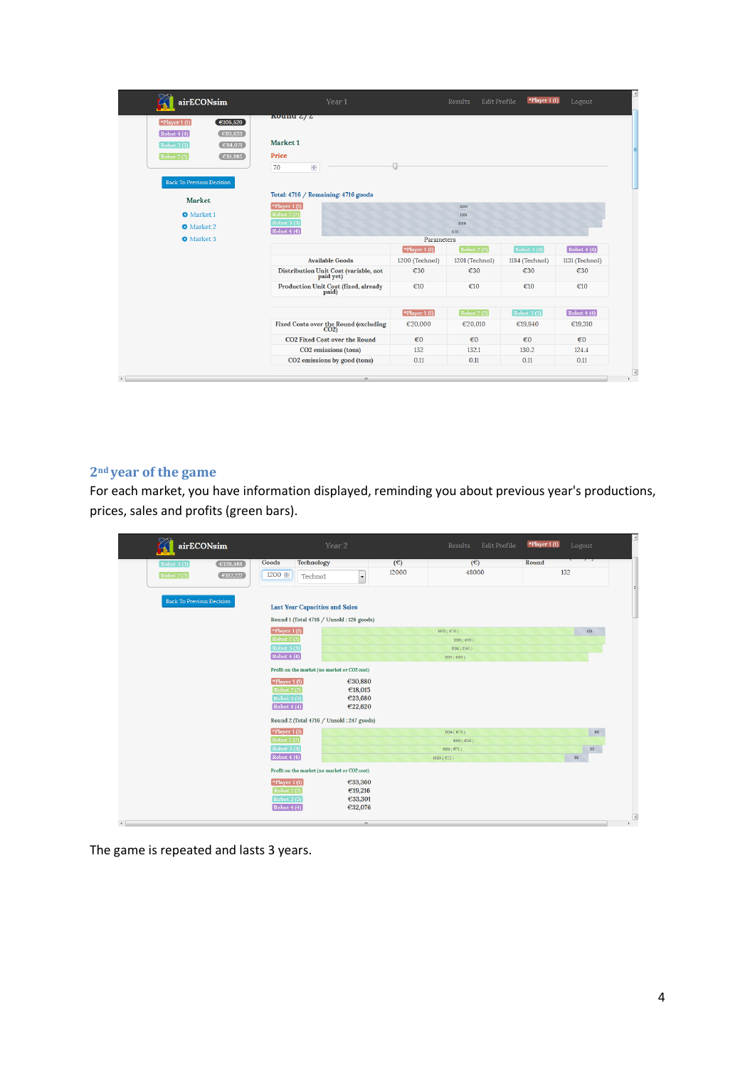airECONsim Year 1 Results Edit Profile *Player 1 (1) Logout

| | |
|---|---|
| *Player 1 (1) | €105,520 |
| Robot 4 (4) | €93,633 |
| Robot 3 (3) | €84,071 |
| Robot 2 (2) | €81,985 |

Back To Previous Decision

Market

- Market 1
- Market 2
- Market 3

Round 2 / 2

Market 1

Price

70

Total: 4716 / Remaining: 4716 goods

| | |
|---|---|
| *Player 1 (1) | 1200 |
| Robot 2 (2) | 1201 |
| Robot 3 (3) | 1184 |
| Robot 4 (4) | 1131 |

Parameters

| | *Player 1 (1) | Robot 2 (2) | Robot 3 (3) | Robot 4 (4) |
|---|---|---|---|---|
| Available Goods | 1200 (Technol) | 1201 (Technol) | 1184 (Technol) | 1131 (Technol) |
| Distribution Unit Cost (variable, not paid yet) | €30 | €30 | €30 | €30 |
| Production Unit Cost (fixed, already paid) | €10 | €10 | €10 | €10 |

| | *Player 1 (1) | Robot 2 (2) | Robot 3 (3) | Robot 4 (4) |
|---|---|---|---|---|
| Fixed Costs over the Round (excluding CO2) | €20,000 | €20,010 | €19,840 | €19,310 |
| CO2 Fixed Cost over the Round | €0 | €0 | €0 | €0 |
| CO2 emissions (tons) | 132 | 132.1 | 130.2 | 124.4 |
| CO2 emissions by good (tons) | 0.11 | 0.11 | 0.11 | 0.11 |

## 2nd year of the game

For each market, you have information displayed, reminding you about previous year's productions, prices, sales and profits (green bars).

airECONsim Year 2 Results Edit Profile *Player 1 (1) Logout

| | |
|---|---|
| Robot 3 (3) | €138,488 |
| Robot 2 (2) | €112,222 |

Back To Previous Decision

| Goods | Technology | (€) | (€) | Round |
|---|---|---|---|---|
| 1200 | Techno1 | 12000 | 48000 | 132 |

Last Year Capacities and Sales

Round 1 (Total 4716 / Unsold : 128 goods)

| | | |
|---|---|---|
| *Player 1 (1) | 1072 ( €70 ) | 128 |
| Robot 2 (2) | 1201 ( €55 ) | |
| Robot 3 (3) | 1184 ( €60 ) | |
| Robot 4 (4) | 1131 ( €60 ) | |

Profit on the market (no market or CO2 cost)

| | |
|---|---|
| *Player 1 (1) | €30,880 |
| Robot 2 (2) | €18,015 |
| Robot 3 (3) | €23,680 |
| Robot 4 (4) | €22,620 |

Round 2 (Total 4716 / Unsold : 247 goods)

| | | |
|---|---|---|
| *Player 1 (1) | 1134 ( €70 ) | 66 |
| Robot 2 (2) | 1201 ( €56 ) | |
| Robot 3 (3) | 1161 ( €71 ) | 23 |
| Robot 4 (4) | 1053 ( €72 ) | 98 |

Profit on the market (no market or CO2 cost)

| | |
|---|---|
| *Player 1 (1) | €33,360 |
| Robot 2 (2) | €19,216 |
| Robot 3 (3) | €33,301 |
| Robot 4 (4) | €32,076 |

The game is repeated and lasts 3 years.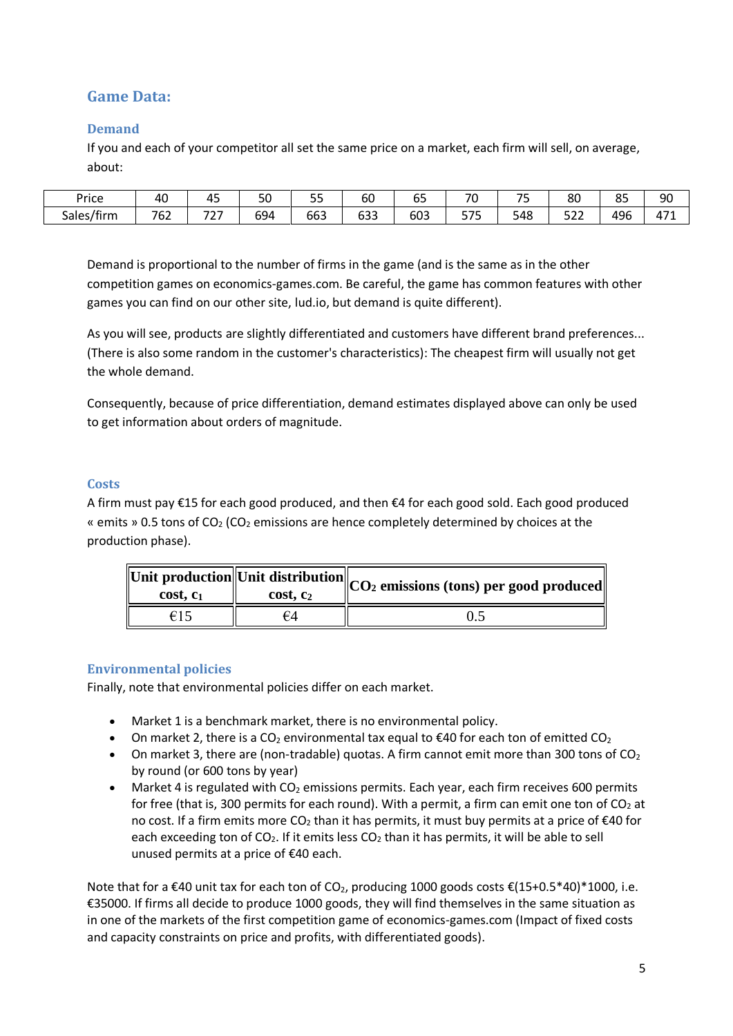## Game Data:

### Demand

If you and each of your competitor all set the same price on a market, each firm will sell, on average, about:

| Price | 40 | 45 | 50 | 55 | 60 | 65 | 70 | 75 | 80 | 85 | 90 |
|---|---|---|---|---|---|---|---|---|---|---|---|
| Sales/firm | 762 | 727 | 694 | 663 | 633 | 603 | 575 | 548 | 522 | 496 | 471 |

Demand is proportional to the number of firms in the game (and is the same as in the other competition games on economics-games.com. Be careful, the game has common features with other games you can find on our other site, lud.io, but demand is quite different).

As you will see, products are slightly differentiated and customers have different brand preferences... (There is also some random in the customer's characteristics): The cheapest firm will usually not get the whole demand.

Consequently, because of price differentiation, demand estimates displayed above can only be used to get information about orders of magnitude.

### Costs

A firm must pay €15 for each good produced, and then €4 for each good sold. Each good produced « emits » 0.5 tons of $CO_2$ ($CO_2$ emissions are hence completely determined by choices at the production phase).

| Unit production cost, $c_1$ | Unit distribution cost, $c_2$ | $CO_2$ emissions (tons) per good produced |
|---|---|---|
| €15 | €4 | 0.5 |

### Environmental policies

Finally, note that environmental policies differ on each market.

- Market 1 is a benchmark market, there is no environmental policy.
- On market 2, there is a $CO_2$ environmental tax equal to €40 for each ton of emitted $CO_2$
- On market 3, there are (non-tradable) quotas. A firm cannot emit more than 300 tons of $CO_2$ by round (or 600 tons by year)
- Market 4 is regulated with $CO_2$ emissions permits. Each year, each firm receives 600 permits for free (that is, 300 permits for each round). With a permit, a firm can emit one ton of $CO_2$ at no cost. If a firm emits more $CO_2$ than it has permits, it must buy permits at a price of €40 for each exceeding ton of $CO_2$. If it emits less $CO_2$ than it has permits, it will be able to sell unused permits at a price of €40 each.

Note that for a €40 unit tax for each ton of $CO_2$, producing 1000 goods costs €$(15+0.5*40)*1000$, i.e. €35000. If firms all decide to produce 1000 goods, they will find themselves in the same situation as in one of the markets of the first competition game of economics-games.com (Impact of fixed costs and capacity constraints on price and profits, with differentiated goods).